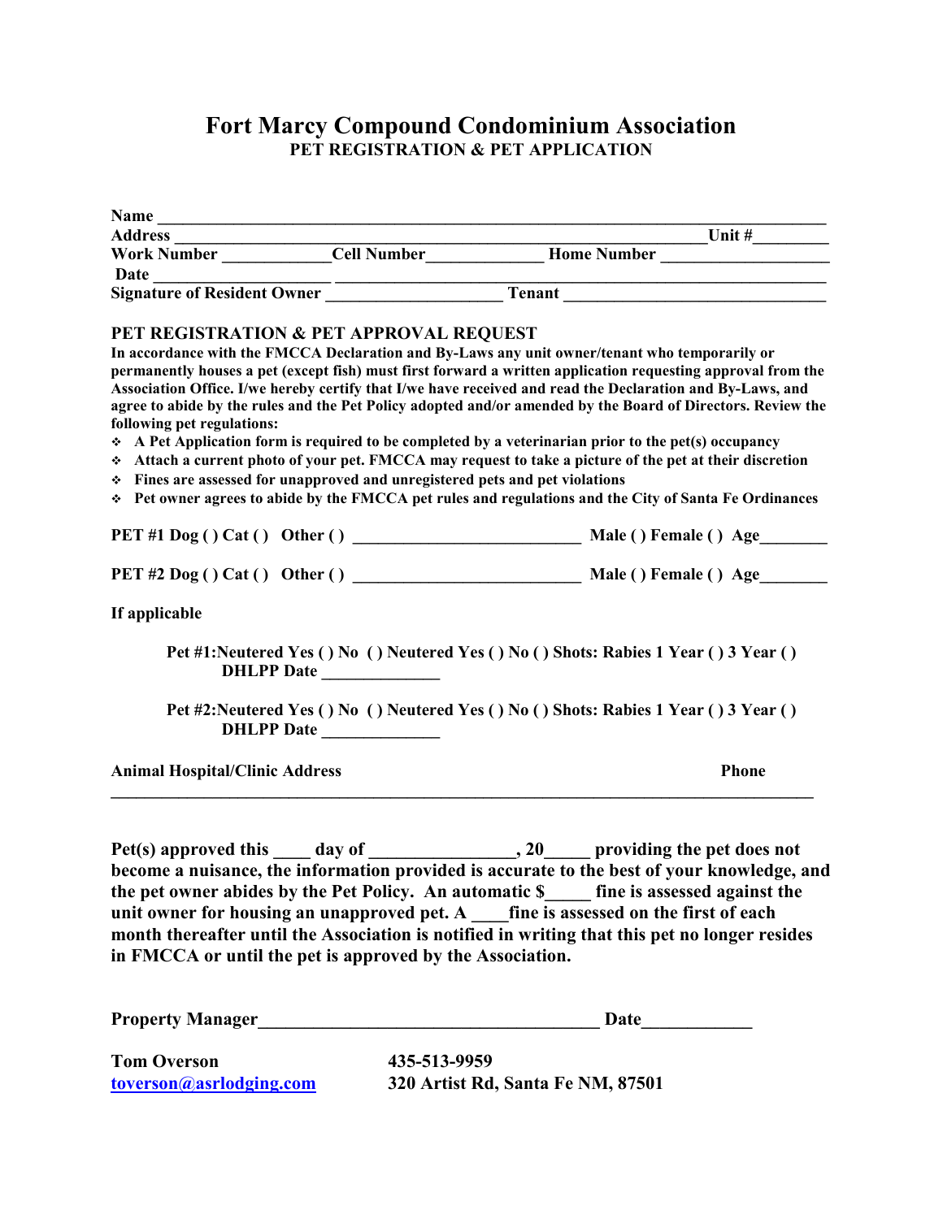# Fort Marcy Compound Condominium Association

## PET REGISTRATION & PET APPLICATION

**Name** ______________________________________________________________________

**Address** ________________________________________________________ **Unit #**________

**Work Number** ____________ **Cell Number**_____________ **Home Number** ___________________

**Date** ___________________ ____________________________________________________________

**Signature of Resident Owner** ____________________ **Tenant** ______________________________

### PET REGISTRATION & PET APPROVAL REQUEST

**In accordance with the FMCCA Declaration and By-Laws any unit owner/tenant who temporarily or permanently houses a pet (except fish) must first forward a written application requesting approval from the Association Office. I/we hereby certify that I/we have received and read the Declaration and By-Laws, and agree to abide by the rules and the Pet Policy adopted and/or amended by the Board of Directors. Review the following pet regulations:**

- **A Pet Application form is required to be completed by a veterinarian prior to the pet(s) occupancy**
- **Attach a current photo of your pet. FMCCA may request to take a picture of the pet at their discretion**
- **Fines are assessed for unapproved and unregistered pets and pet violations**
- **Pet owner agrees to abide by the FMCCA pet rules and regulations and the City of Santa Fe Ordinances**

**PET #1 Dog ( ) Cat ( ) Other ( )** __________________________ **Male ( ) Female ( ) Age**________

**PET #2 Dog ( ) Cat ( ) Other ( )** __________________________ **Male ( ) Female ( ) Age**________

**If applicable**

**Pet #1:Neutered Yes ( ) No ( ) Neutered Yes ( ) No ( ) Shots: Rabies 1 Year ( ) 3 Year ( ) DHLPP Date** _____________

**Pet #2:Neutered Yes ( ) No ( ) Neutered Yes ( ) No ( ) Shots: Rabies 1 Year ( ) 3 Year ( ) DHLPP Date** _____________

**Animal Hospital/Clinic Address** **Phone**

________________________________________________________________________________

**Pet(s) approved this ____ day of _______________, 20_____ providing the pet does not become a nuisance, the information provided is accurate to the best of your knowledge, and the pet owner abides by the Pet Policy. An automatic $_____ fine is assessed against the unit owner for housing an unapproved pet. A ____fine is assessed on the first of each month thereafter until the Association is notified in writing that this pet no longer resides in FMCCA or until the pet is approved by the Association.**

**Property Manager**____________________________________ **Date**___________

**Tom Overson** **435-513-9959**

toverson@asrlodging.com **320 Artist Rd, Santa Fe NM, 87501**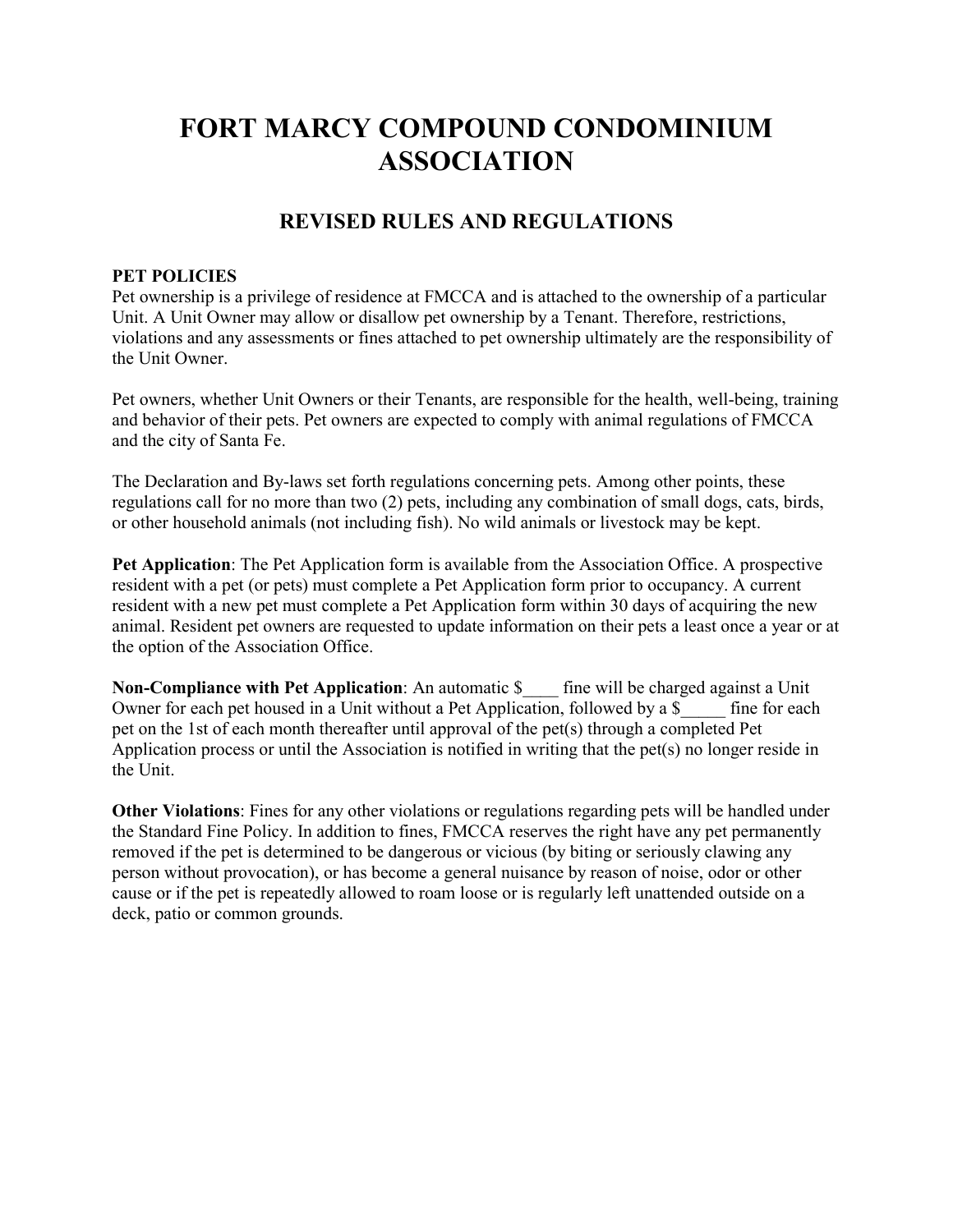# FORT MARCY COMPOUND CONDOMINIUM ASSOCIATION

## REVISED RULES AND REGULATIONS

**PET POLICIES**
Pet ownership is a privilege of residence at FMCCA and is attached to the ownership of a particular Unit. A Unit Owner may allow or disallow pet ownership by a Tenant. Therefore, restrictions, violations and any assessments or fines attached to pet ownership ultimately are the responsibility of the Unit Owner.

Pet owners, whether Unit Owners or their Tenants, are responsible for the health, well-being, training and behavior of their pets. Pet owners are expected to comply with animal regulations of FMCCA and the city of Santa Fe.

The Declaration and By-laws set forth regulations concerning pets. Among other points, these regulations call for no more than two (2) pets, including any combination of small dogs, cats, birds, or other household animals (not including fish). No wild animals or livestock may be kept.

**Pet Application**: The Pet Application form is available from the Association Office. A prospective resident with a pet (or pets) must complete a Pet Application form prior to occupancy. A current resident with a new pet must complete a Pet Application form within 30 days of acquiring the new animal. Resident pet owners are requested to update information on their pets a least once a year or at the option of the Association Office.

**Non-Compliance with Pet Application**: An automatic $____ fine will be charged against a Unit Owner for each pet housed in a Unit without a Pet Application, followed by a $_____ fine for each pet on the 1st of each month thereafter until approval of the pet(s) through a completed Pet Application process or until the Association is notified in writing that the pet(s) no longer reside in the Unit.

**Other Violations**: Fines for any other violations or regulations regarding pets will be handled under the Standard Fine Policy. In addition to fines, FMCCA reserves the right have any pet permanently removed if the pet is determined to be dangerous or vicious (by biting or seriously clawing any person without provocation), or has become a general nuisance by reason of noise, odor or other cause or if the pet is repeatedly allowed to roam loose or is regularly left unattended outside on a deck, patio or common grounds.